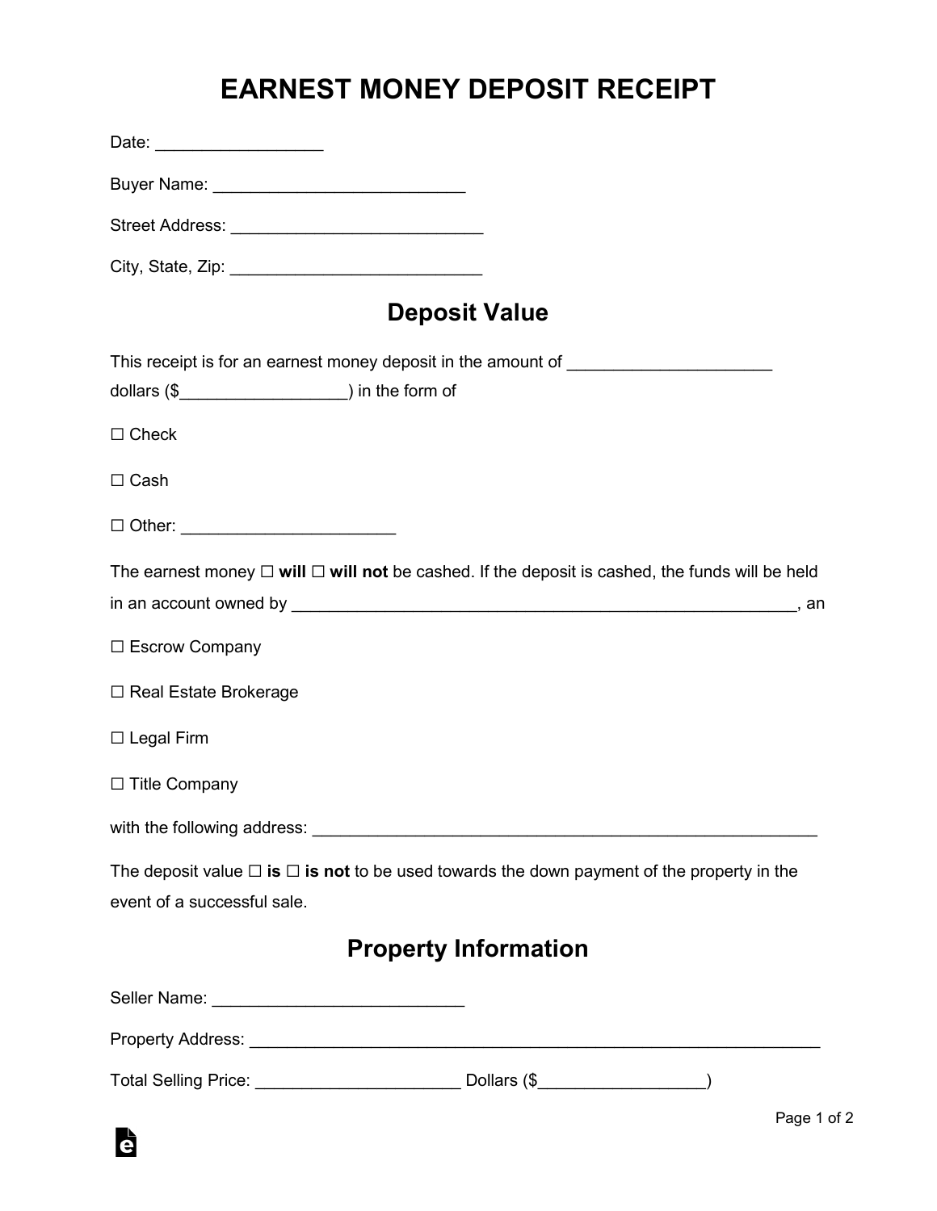# EARNEST MONEY DEPOSIT RECEIPT

Date: _________________

Buyer Name: ___________________________

Street Address: ___________________________

City, State, Zip: ___________________________

## Deposit Value

This receipt is for an earnest money deposit in the amount of _____________________ dollars ($_________________) in the form of

☐ Check

☐ Cash

☐ Other: ______________________

The earnest money ☐ **will** ☐ **will not** be cashed. If the deposit is cashed, the funds will be held in an account owned by ________________________________________________________, an

☐ Escrow Company

☐ Real Estate Brokerage

☐ Legal Firm

☐ Title Company

with the following address: ______________________________________________________

The deposit value ☐ **is** ☐ **is not** to be used towards the down payment of the property in the event of a successful sale.

## Property Information

Seller Name: ___________________________

Property Address: ____________________________________________________________

Total Selling Price: _____________________ Dollars ($_________________)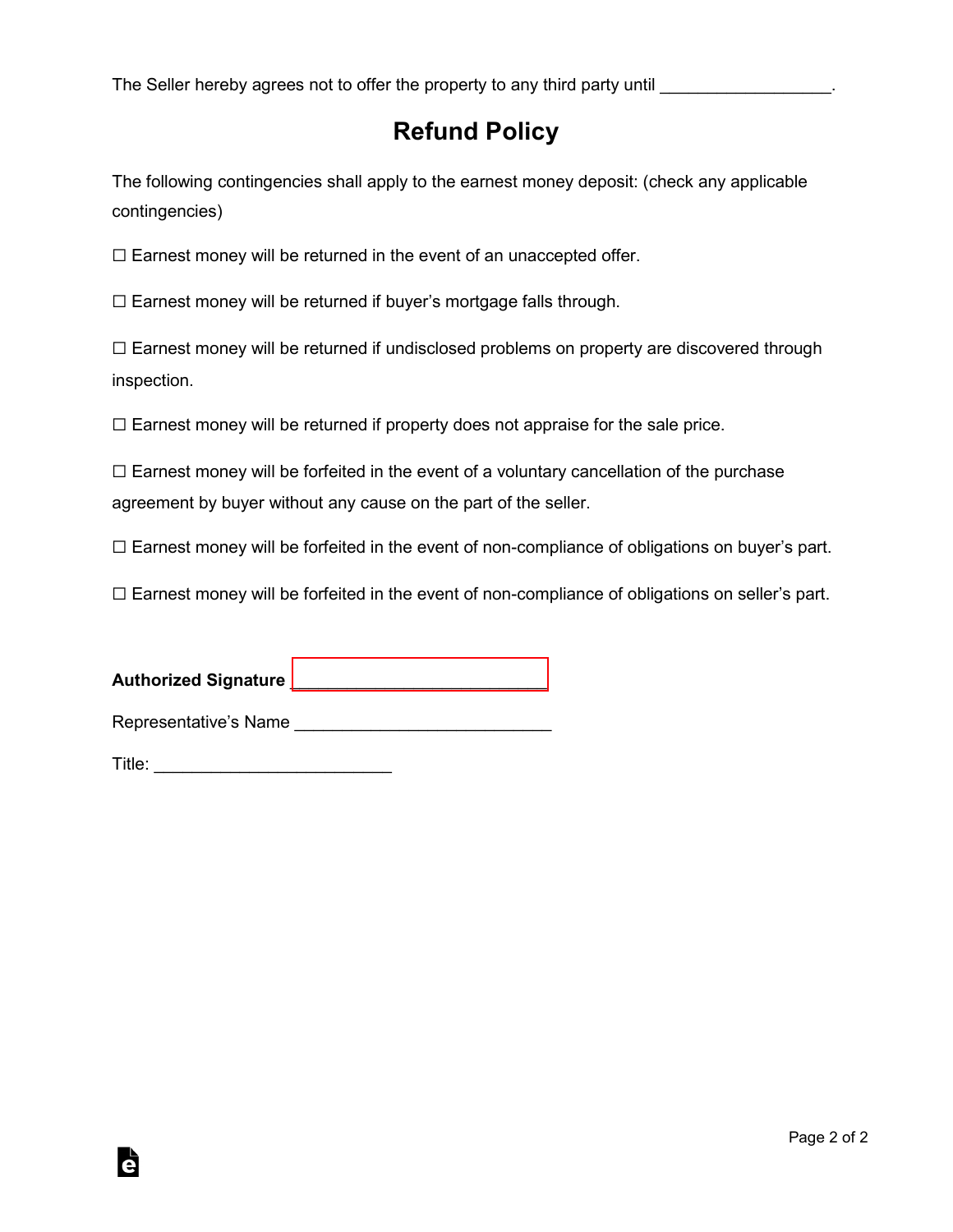The Seller hereby agrees not to offer the property to any third party until __________________.

## Refund Policy

The following contingencies shall apply to the earnest money deposit: (check any applicable contingencies)

☐ Earnest money will be returned in the event of an unaccepted offer.

☐ Earnest money will be returned if buyer's mortgage falls through.

☐ Earnest money will be returned if undisclosed problems on property are discovered through inspection.

☐ Earnest money will be returned if property does not appraise for the sale price.

☐ Earnest money will be forfeited in the event of a voluntary cancellation of the purchase agreement by buyer without any cause on the part of the seller.

☐ Earnest money will be forfeited in the event of non-compliance of obligations on buyer's part.

☐ Earnest money will be forfeited in the event of non-compliance of obligations on seller's part.

**Authorized Signature** ___________________________

Representative's Name ___________________________

Title: ________________________